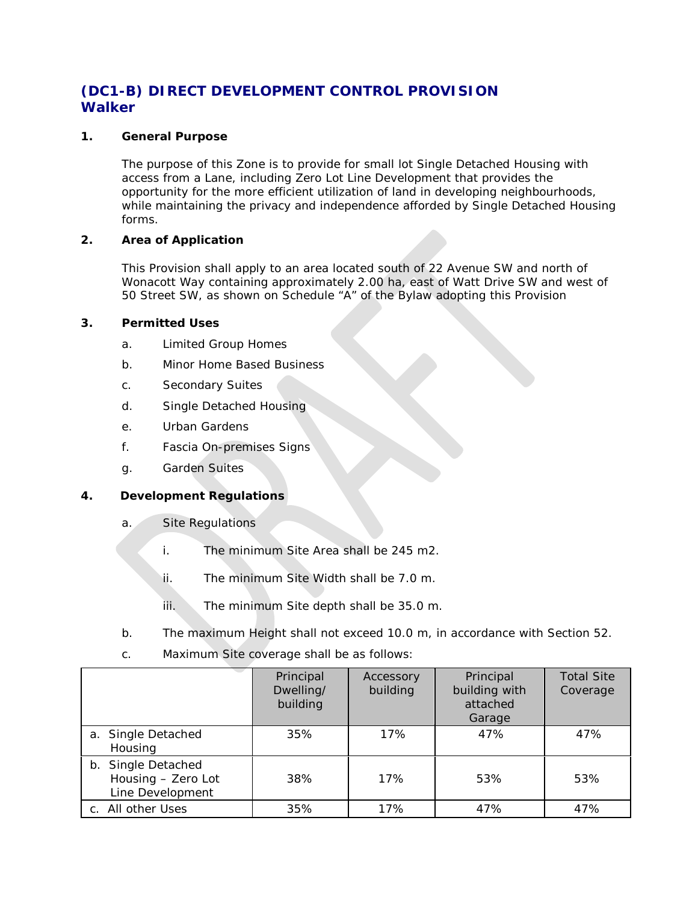# (DC1-B) DIRECT DEVELOPMENT CONTROL PROVISION
# Walker

## 1. General Purpose

The purpose of this Zone is to provide for small lot Single Detached Housing with access from a Lane, including Zero Lot Line Development that provides the opportunity for the more efficient utilization of land in developing neighbourhoods, while maintaining the privacy and independence afforded by Single Detached Housing forms.

## 2. Area of Application

This Provision shall apply to an area located south of 22 Avenue SW and north of Wonacott Way containing approximately 2.00 ha, east of Watt Drive SW and west of 50 Street SW, as shown on Schedule "A" of the Bylaw adopting this Provision

## 3. Permitted Uses

a. Limited Group Homes

b. Minor Home Based Business

c. Secondary Suites

d. Single Detached Housing

e. Urban Gardens

f. Fascia On-premises Signs

g. Garden Suites

## 4. Development Regulations

a. Site Regulations

   i. The minimum Site Area shall be 245 m2.

   ii. The minimum Site Width shall be 7.0 m.

   iii. The minimum Site depth shall be 35.0 m.

b. The maximum Height shall not exceed 10.0 m, in accordance with Section 52.

c. Maximum Site coverage shall be as follows:

| | Principal Dwelling/ building | Accessory building | Principal building with attached Garage | Total Site Coverage |
|---|---|---|---|---|
| a. Single Detached Housing | 35% | 17% | 47% | 47% |
| b. Single Detached Housing – Zero Lot Line Development | 38% | 17% | 53% | 53% |
| c. All other Uses | 35% | 17% | 47% | 47% |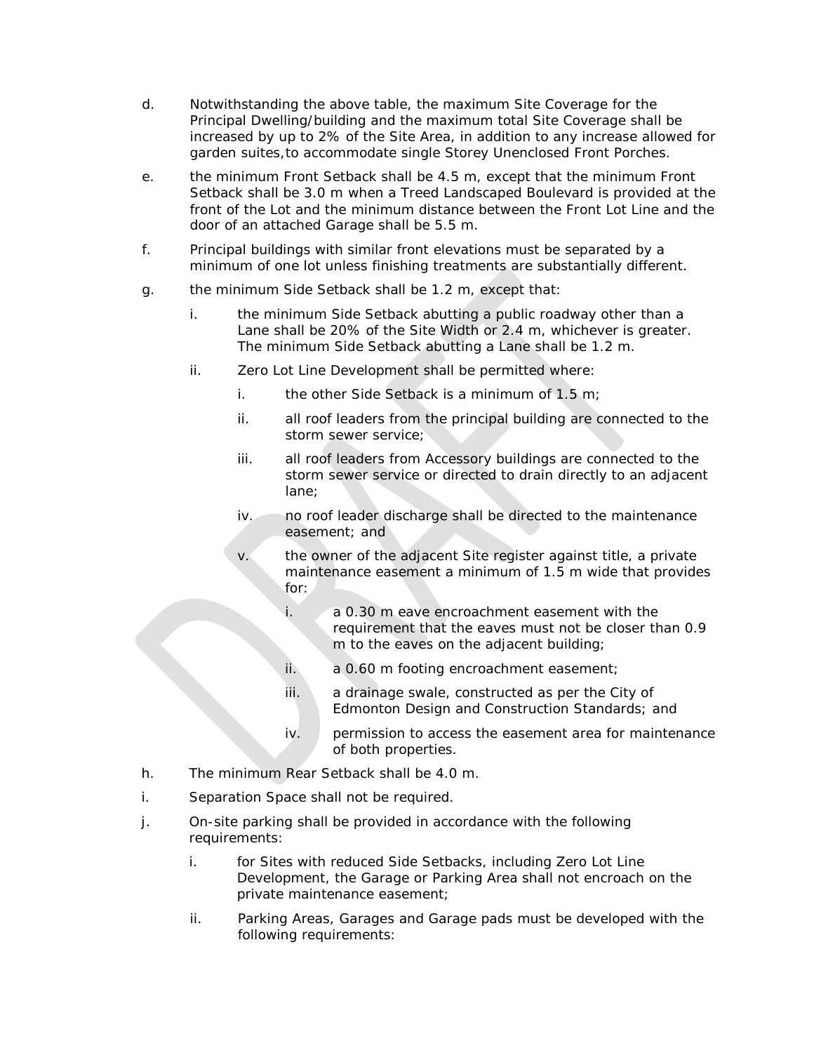d. Notwithstanding the above table, the maximum Site Coverage for the Principal Dwelling/building and the maximum total Site Coverage shall be increased by up to 2% of the Site Area, in addition to any increase allowed for garden suites,to accommodate single Storey Unenclosed Front Porches.

e. the minimum Front Setback shall be 4.5 m, except that the minimum Front Setback shall be 3.0 m when a Treed Landscaped Boulevard is provided at the front of the Lot and the minimum distance between the Front Lot Line and the door of an attached Garage shall be 5.5 m.

f. Principal buildings with similar front elevations must be separated by a minimum of one lot unless finishing treatments are substantially different.

g. the minimum Side Setback shall be 1.2 m, except that:

   i. the minimum Side Setback abutting a public roadway other than a Lane shall be 20% of the Site Width or 2.4 m, whichever is greater. The minimum Side Setback abutting a Lane shall be 1.2 m.

   ii. Zero Lot Line Development shall be permitted where:

      i. the other Side Setback is a minimum of 1.5 m;

      ii. all roof leaders from the principal building are connected to the storm sewer service;

      iii. all roof leaders from Accessory buildings are connected to the storm sewer service or directed to drain directly to an adjacent lane;

      iv. no roof leader discharge shall be directed to the maintenance easement; and

      v. the owner of the adjacent Site register against title, a private maintenance easement a minimum of 1.5 m wide that provides for:

         i. a 0.30 m eave encroachment easement with the requirement that the eaves must not be closer than 0.9 m to the eaves on the adjacent building;

         ii. a 0.60 m footing encroachment easement;

         iii. a drainage swale, constructed as per the City of Edmonton Design and Construction Standards; and

         iv. permission to access the easement area for maintenance of both properties.

h. The minimum Rear Setback shall be 4.0 m.

i. Separation Space shall not be required.

j. On-site parking shall be provided in accordance with the following requirements:

   i. for Sites with reduced Side Setbacks, including Zero Lot Line Development, the Garage or Parking Area shall not encroach on the private maintenance easement;

   ii. Parking Areas, Garages and Garage pads must be developed with the following requirements: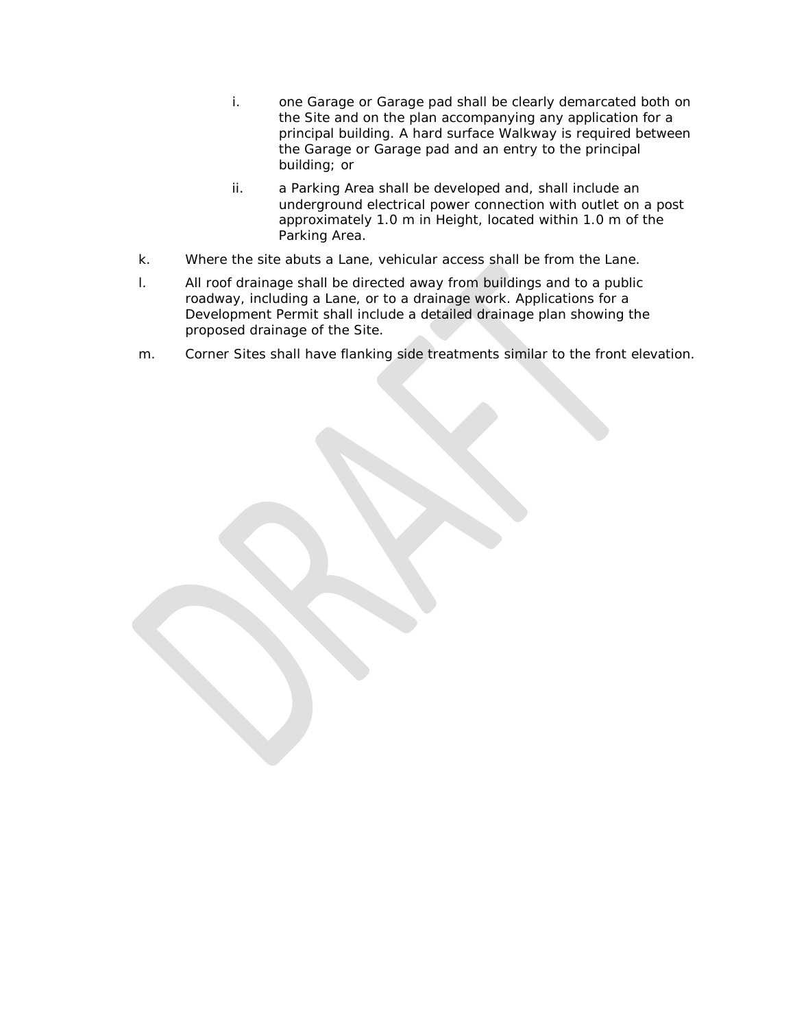i. one Garage or Garage pad shall be clearly demarcated both on the Site and on the plan accompanying any application for a principal building. A hard surface Walkway is required between the Garage or Garage pad and an entry to the principal building; or

ii. a Parking Area shall be developed and, shall include an underground electrical power connection with outlet on a post approximately 1.0 m in Height, located within 1.0 m of the Parking Area.

k. Where the site abuts a Lane, vehicular access shall be from the Lane.

l. All roof drainage shall be directed away from buildings and to a public roadway, including a Lane, or to a drainage work. Applications for a Development Permit shall include a detailed drainage plan showing the proposed drainage of the Site.

m. Corner Sites shall have flanking side treatments similar to the front elevation.